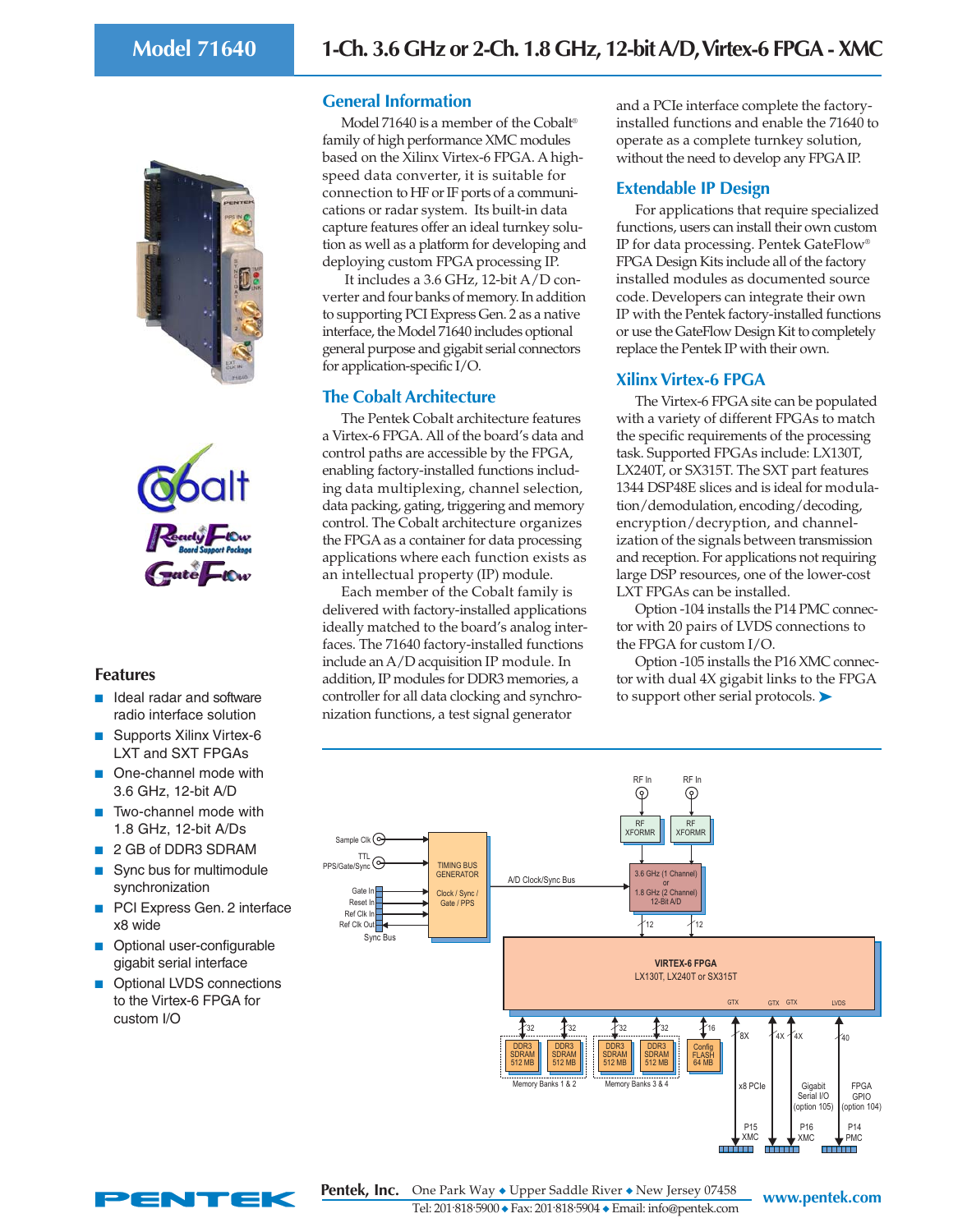# Model 71640

## 1-Ch. 3.6 GHz or 2-Ch. 1.8 GHz, 12-bit A/D, Virtex-6 FPGA - XMC

### Features

- Ideal radar and software radio interface solution
- Supports Xilinx Virtex-6 LXT and SXT FPGAs
- One-channel mode with 3.6 GHz, 12-bit A/D
- Two-channel mode with 1.8 GHz, 12-bit A/Ds
- 2 GB of DDR3 SDRAM
- Sync bus for multimodule synchronization
- PCI Express Gen. 2 interface x8 wide
- Optional user-configurable gigabit serial interface
- Optional LVDS connections to the Virtex-6 FPGA for custom I/O

### General Information

Model 71640 is a member of the Cobalt® family of high performance XMC modules based on the Xilinx Virtex-6 FPGA. A high-speed data converter, it is suitable for connection to HF or IF ports of a communications or radar system. Its built-in data capture features offer an ideal turnkey solution as well as a platform for developing and deploying custom FPGA processing IP.

It includes a 3.6 GHz, 12-bit A/D converter and four banks of memory. In addition to supporting PCI Express Gen. 2 as a native interface, the Model 71640 includes optional general purpose and gigabit serial connectors for application-specific I/O.

### The Cobalt Architecture

The Pentek Cobalt architecture features a Virtex-6 FPGA. All of the board's data and control paths are accessible by the FPGA, enabling factory-installed functions including data multiplexing, channel selection, data packing, gating, triggering and memory control. The Cobalt architecture organizes the FPGA as a container for data processing applications where each function exists as an intellectual property (IP) module.

Each member of the Cobalt family is delivered with factory-installed applications ideally matched to the board's analog interfaces. The 71640 factory-installed functions include an A/D acquisition IP module. In addition, IP modules for DDR3 memories, a controller for all data clocking and synchronization functions, a test signal generator and a PCIe interface complete the factory-installed functions and enable the 71640 to operate as a complete turnkey solution, without the need to develop any FPGA IP.

### Extendable IP Design

For applications that require specialized functions, users can install their own custom IP for data processing. Pentek GateFlow® FPGA Design Kits include all of the factory installed modules as documented source code. Developers can integrate their own IP with the Pentek factory-installed functions or use the GateFlow Design Kit to completely replace the Pentek IP with their own.

### Xilinx Virtex-6 FPGA

The Virtex-6 FPGA site can be populated with a variety of different FPGAs to match the specific requirements of the processing task. Supported FPGAs include: LX130T, LX240T, or SX315T. The SXT part features 1344 DSP48E slices and is ideal for modulation/demodulation, encoding/decoding, encryption/decryption, and channelization of the signals between transmission and reception. For applications not requiring large DSP resources, one of the lower-cost LXT FPGAs can be installed.

Option -104 installs the P14 PMC connector with 20 pairs of LVDS connections to the FPGA for custom I/O.

Option -105 installs the P16 XMC connector with dual 4X gigabit links to the FPGA to support other serial protocols. ➤

RF In
RF In
RF XFORMR
RF XFORMR
Sample Clk
TTL PPS/Gate/Sync
TIMING BUS GENERATOR
Clock / Sync / Gate / PPS
A/D Clock/Sync Bus
3.6 GHz (1 Channel) or 1.8 GHz (2 Channel) 12-Bit A/D
Gate In
Reset In
Ref Clk In
Ref Clk Out
Sync Bus
12
12
VIRTEX-6 FPGA
LX130T, LX240T or SX315T
GTX GTX GTX LVDS
32 32 32 32 16
DDR3 SDRAM 512 MB
DDR3 SDRAM 512 MB
DDR3 SDRAM 512 MB
DDR3 SDRAM 512 MB
Config FLASH 64 MB
Memory Banks 1 & 2
Memory Banks 3 & 4
8X 4X 4X 40
x8 PCIe
Gigabit Serial I/O (option 105)
FPGA GPIO (option 104)
P15 XMC
P16 XMC
P14 PMC

**Pentek, Inc.** One Park Way ◆ Upper Saddle River ◆ New Jersey 07458
Tel: 201·818·5900 ◆ Fax: 201·818·5904 ◆ Email: info@pentek.com
www.pentek.com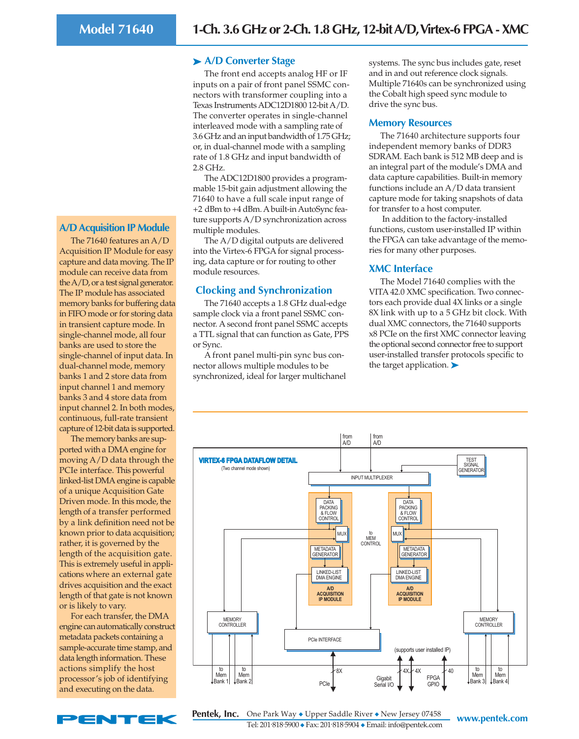## A/D Acquisition IP Module

The 71640 features an A/D Acquisition IP Module for easy capture and data moving. The IP module can receive data from the A/D, or a test signal generator. The IP module has associated memory banks for buffering data in FIFO mode or for storing data in transient capture mode. In single-channel mode, all four banks are used to store the single-channel of input data. In dual-channel mode, memory banks 1 and 2 store data from input channel 1 and memory banks 3 and 4 store data from input channel 2. In both modes, continuous, full-rate transient capture of 12-bit data is supported.

The memory banks are supported with a DMA engine for moving A/D data through the PCIe interface. This powerful linked-list DMA engine is capable of a unique Acquisition Gate Driven mode. In this mode, the length of a transfer performed by a link definition need not be known prior to data acquisition; rather, it is governed by the length of the acquisition gate. This is extremely useful in applications where an external gate drives acquisition and the exact length of that gate is not known or is likely to vary.

For each transfer, the DMA engine can automatically construct metadata packets containing a sample-accurate time stamp, and data length information. These actions simplify the host processor's job of identifying and executing on the data.

## A/D Converter Stage

The front end accepts analog HF or IF inputs on a pair of front panel SSMC connectors with transformer coupling into a Texas Instruments ADC12D1800 12-bit A/D. The converter operates in single-channel interleaved mode with a sampling rate of 3.6 GHz and an input bandwidth of 1.75 GHz; or, in dual-channel mode with a sampling rate of 1.8 GHz and input bandwidth of 2.8 GHz.

The ADC12D1800 provides a programmable 15-bit gain adjustment allowing the 71640 to have a full scale input range of +2 dBm to +4 dBm. A built-in AutoSync feature supports A/D synchronization across multiple modules.

The A/D digital outputs are delivered into the Virtex-6 FPGA for signal processing, data capture or for routing to other module resources.

## Clocking and Synchronization

The 71640 accepts a 1.8 GHz dual-edge sample clock via a front panel SSMC connector. A second front panel SSMC accepts a TTL signal that can function as Gate, PPS or Sync.

A front panel multi-pin sync bus connector allows multiple modules to be synchronized, ideal for larger multichanel systems. The sync bus includes gate, reset and in and out reference clock signals. Multiple 71640s can be synchronized using the Cobalt high speed sync module to drive the sync bus.

## Memory Resources

The 71640 architecture supports four independent memory banks of DDR3 SDRAM. Each bank is 512 MB deep and is an integral part of the module's DMA and data capture capabilities. Built-in memory functions include an A/D data transient capture mode for taking snapshots of data for transfer to a host computer.

In addition to the factory-installed functions, custom user-installed IP within the FPGA can take advantage of the memories for many other purposes.

## XMC Interface

The Model 71640 complies with the VITA 42.0 XMC specification. Two connectors each provide dual 4X links or a single 8X link with up to a 5 GHz bit clock. With dual XMC connectors, the 71640 supports x8 PCIe on the first XMC connector leaving the optional second connector free to support user-installed transfer protocols specific to the target application.

VIRTEX-6 FPGA DATAFLOW DETAIL
(Two channel mode shown)

from A/D
from A/D
TEST SIGNAL GENERATOR
INPUT MULTIPLEXER
DATA PACKING & FLOW CONTROL
MUX
METADATA GENERATOR
LINKED-LIST DMA ENGINE
A/D ACQUISITION IP MODULE
to MEM CONTROL
MEMORY CONTROLLER
PCIe INTERFACE
(supports user installed IP)
to Mem Bank 1
to Mem Bank 2
8X
PCIe
4X
4X
Gigabit Serial I/O
40
FPGA GPIO
to Mem Bank 3
to Mem Bank 4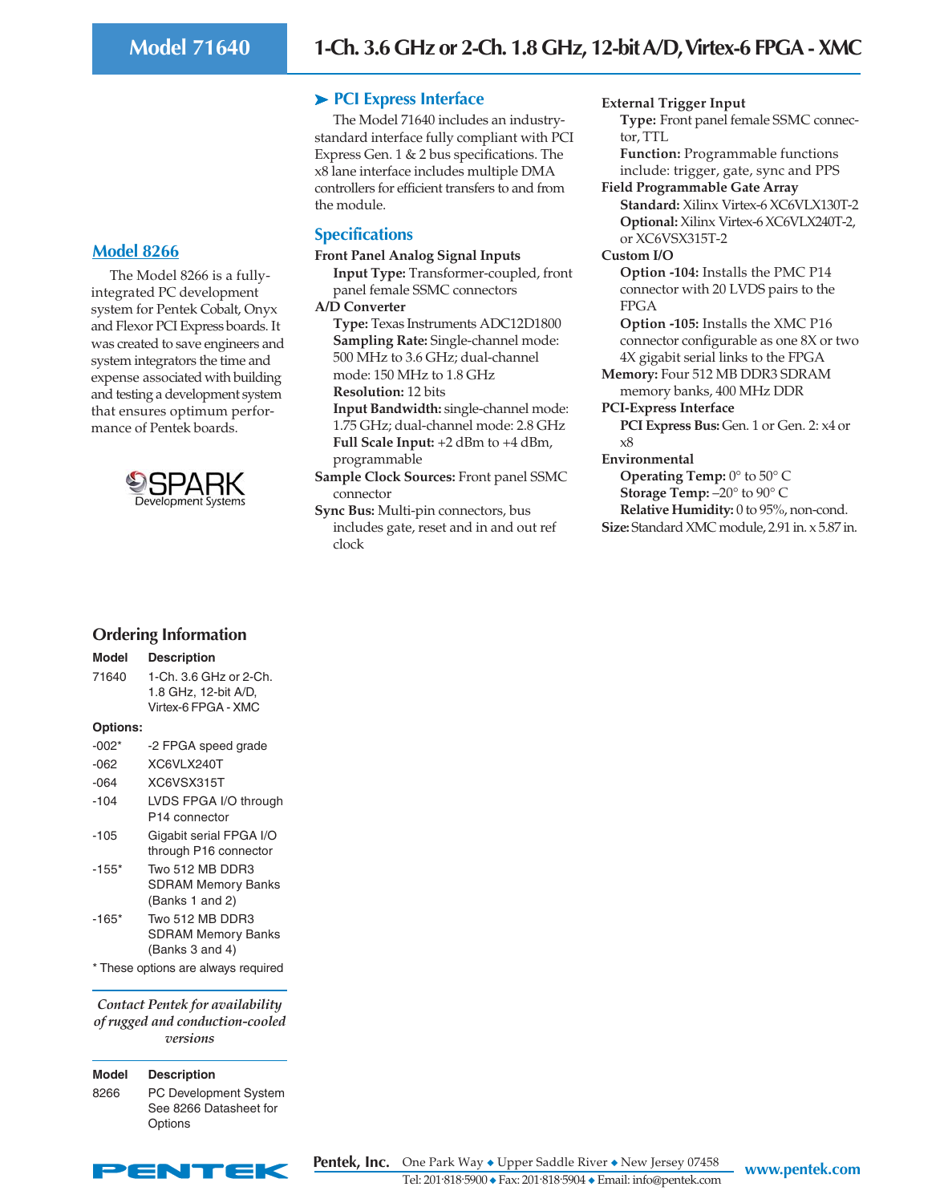# Model 71640 — 1-Ch. 3.6 GHz or 2-Ch. 1.8 GHz, 12-bit A/D, Virtex-6 FPGA - XMC

## Model 8266

The Model 8266 is a fully-integrated PC development system for Pentek Cobalt, Onyx and Flexor PCI Express boards. It was created to save engineers and system integrators the time and expense associated with building and testing a development system that ensures optimum performance of Pentek boards.

SPARK Development Systems

## ➤ PCI Express Interface

The Model 71640 includes an industry-standard interface fully compliant with PCI Express Gen. 1 & 2 bus specifications. The x8 lane interface includes multiple DMA controllers for efficient transfers to and from the module.

## Specifications

**Front Panel Analog Signal Inputs**
- **Input Type:** Transformer-coupled, front panel female SSMC connectors

**A/D Converter**
- **Type:** Texas Instruments ADC12D1800
- **Sampling Rate:** Single-channel mode: 500 MHz to 3.6 GHz; dual-channel mode: 150 MHz to 1.8 GHz
- **Resolution:** 12 bits
- **Input Bandwidth:** single-channel mode: 1.75 GHz; dual-channel mode: 2.8 GHz
- **Full Scale Input:** +2 dBm to +4 dBm, programmable

**Sample Clock Sources:** Front panel SSMC connector

**Sync Bus:** Multi-pin connectors, bus includes gate, reset and in and out ref clock

**External Trigger Input**
- **Type:** Front panel female SSMC connector, TTL
- **Function:** Programmable functions include: trigger, gate, sync and PPS

**Field Programmable Gate Array**
- **Standard:** Xilinx Virtex-6 XC6VLX130T-2
- **Optional:** Xilinx Virtex-6 XC6VLX240T-2, or XC6VSX315T-2

**Custom I/O**
- **Option -104:** Installs the PMC P14 connector with 20 LVDS pairs to the FPGA
- **Option -105:** Installs the XMC P16 connector configurable as one 8X or two 4X gigabit serial links to the FPGA

**Memory:** Four 512 MB DDR3 SDRAM memory banks, 400 MHz DDR

**PCI-Express Interface**
- **PCI Express Bus:** Gen. 1 or Gen. 2: x4 or x8

**Environmental**
- **Operating Temp:** 0° to 50° C
- **Storage Temp:** –20° to 90° C
- **Relative Humidity:** 0 to 95%, non-cond.

**Size:** Standard XMC module, 2.91 in. x 5.87 in.

## Ordering Information

| Model | Description |
|---|---|
| 71640 | 1-Ch. 3.6 GHz or 2-Ch. 1.8 GHz, 12-bit A/D, Virtex-6 FPGA - XMC |

**Options:**

| | |
|---|---|
| -002* | -2 FPGA speed grade |
| -062 | XC6VLX240T |
| -064 | XC6VSX315T |
| -104 | LVDS FPGA I/O through P14 connector |
| -105 | Gigabit serial FPGA I/O through P16 connector |
| -155* | Two 512 MB DDR3 SDRAM Memory Banks (Banks 1 and 2) |
| -165* | Two 512 MB DDR3 SDRAM Memory Banks (Banks 3 and 4) |

\* These options are always required

*Contact Pentek for availability of rugged and conduction-cooled versions*

| Model | Description |
|---|---|
| 8266 | PC Development System See 8266 Datasheet for Options |

PENTEK

**Pentek, Inc.** One Park Way ◆ Upper Saddle River ◆ New Jersey 07458
Tel: 201·818·5900 ◆ Fax: 201·818·5904 ◆ Email: info@pentek.com
www.pentek.com